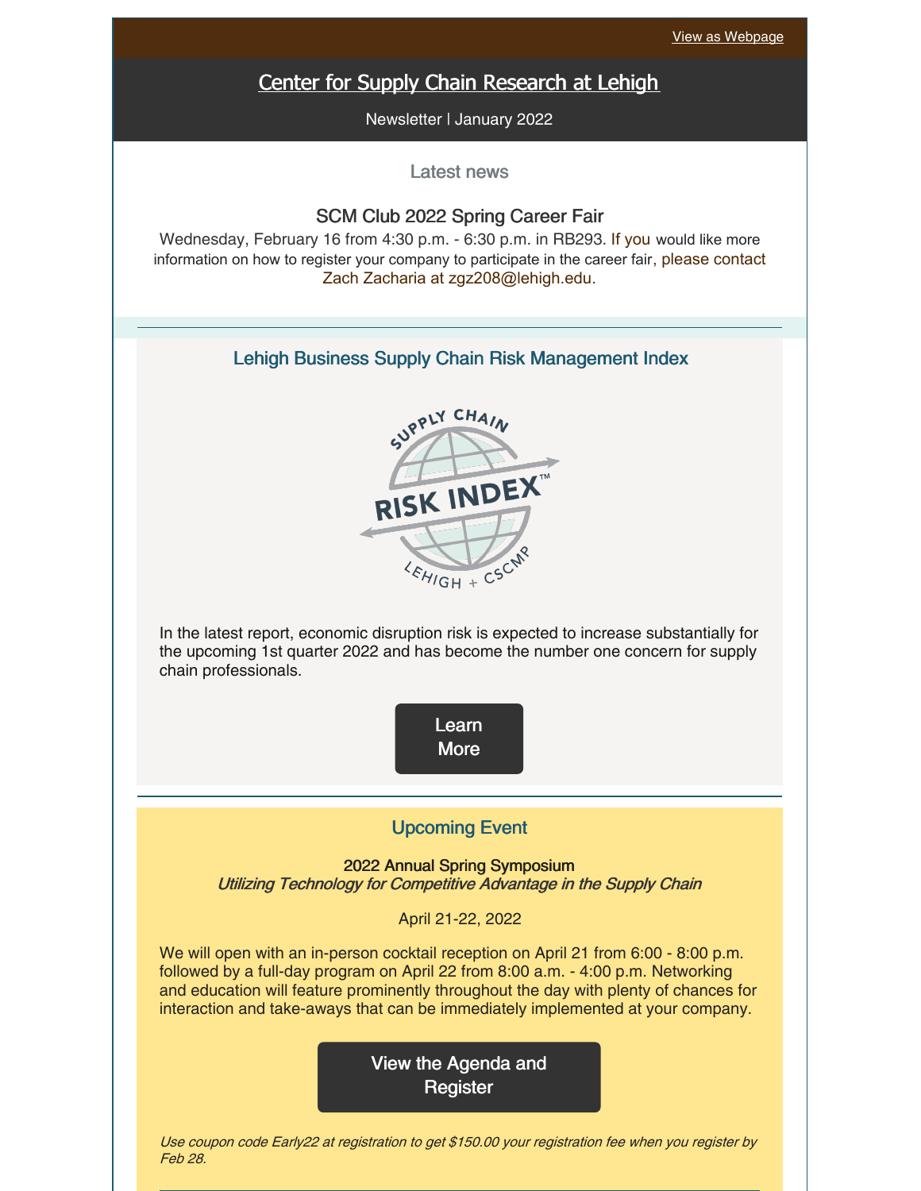View as Webpage

# Center for Supply Chain Research at Lehigh

Newsletter | January 2022

## Latest news

### SCM Club 2022 Spring Career Fair

Wednesday, February 16 from 4:30 p.m. - 6:30 p.m. in RB293. If you would like more information on how to register your company to participate in the career fair, please contact Zach Zacharia at zgz208@lehigh.edu.

## Lehigh Business Supply Chain Risk Management Index

In the latest report, economic disruption risk is expected to increase substantially for the upcoming 1st quarter 2022 and has become the number one concern for supply chain professionals.

Learn More

## Upcoming Event

**2022 Annual Spring Symposium**
*Utilizing Technology for Competitive Advantage in the Supply Chain*

April 21-22, 2022

We will open with an in-person cocktail reception on April 21 from 6:00 - 8:00 p.m. followed by a full-day program on April 22 from 8:00 a.m. - 4:00 p.m. Networking and education will feature prominently throughout the day with plenty of chances for interaction and take-aways that can be immediately implemented at your company.

View the Agenda and Register

*Use coupon code Early22 at registration to get $150.00 your registration fee when you register by Feb 28.*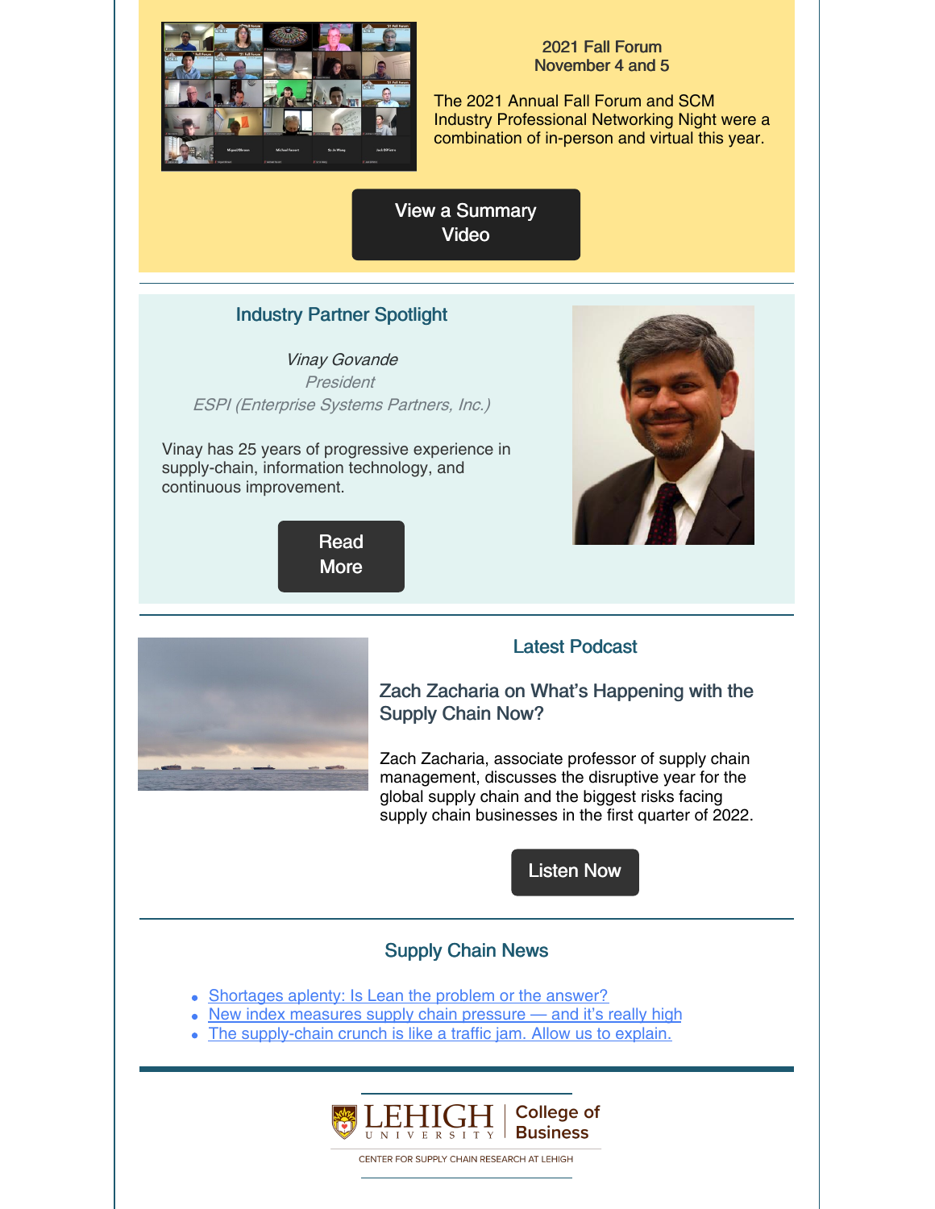2021 Fall Forum
November 4 and 5

The 2021 Annual Fall Forum and SCM Industry Professional Networking Night were a combination of in-person and virtual this year.

View a Summary Video

## Industry Partner Spotlight

*Vinay Govande*
*President*
*ESPI (Enterprise Systems Partners, Inc.)*

Vinay has 25 years of progressive experience in supply-chain, information technology, and continuous improvement.

Read More

## Latest Podcast

### Zach Zacharia on What's Happening with the Supply Chain Now?

Zach Zacharia, associate professor of supply chain management, discusses the disruptive year for the global supply chain and the biggest risks facing supply chain businesses in the first quarter of 2022.

Listen Now

## Supply Chain News

- Shortages aplenty: Is Lean the problem or the answer?
- New index measures supply chain pressure — and it's really high
- The supply-chain crunch is like a traffic jam. Allow us to explain.

LEHIGH UNIVERSITY | College of Business

CENTER FOR SUPPLY CHAIN RESEARCH AT LEHIGH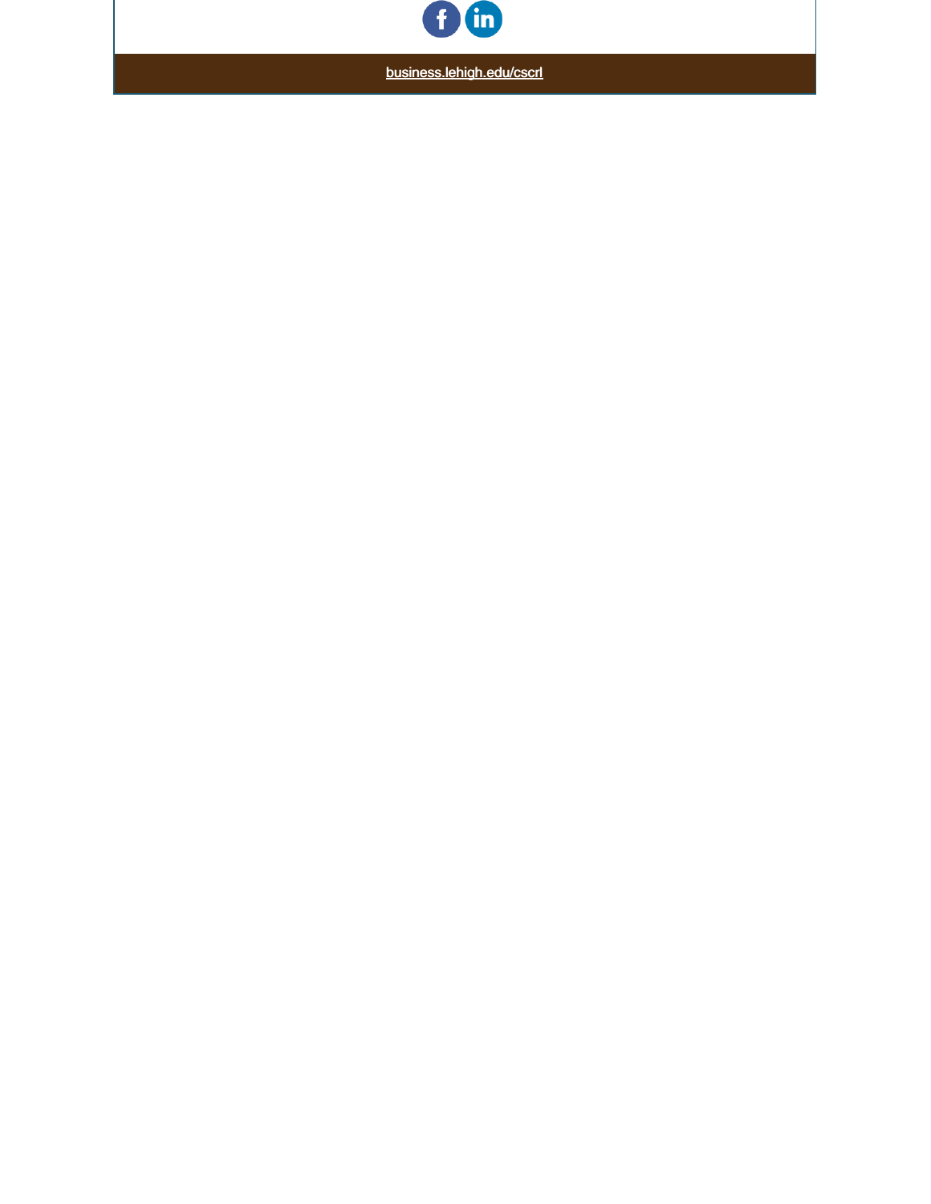business.lehigh.edu/cscrl